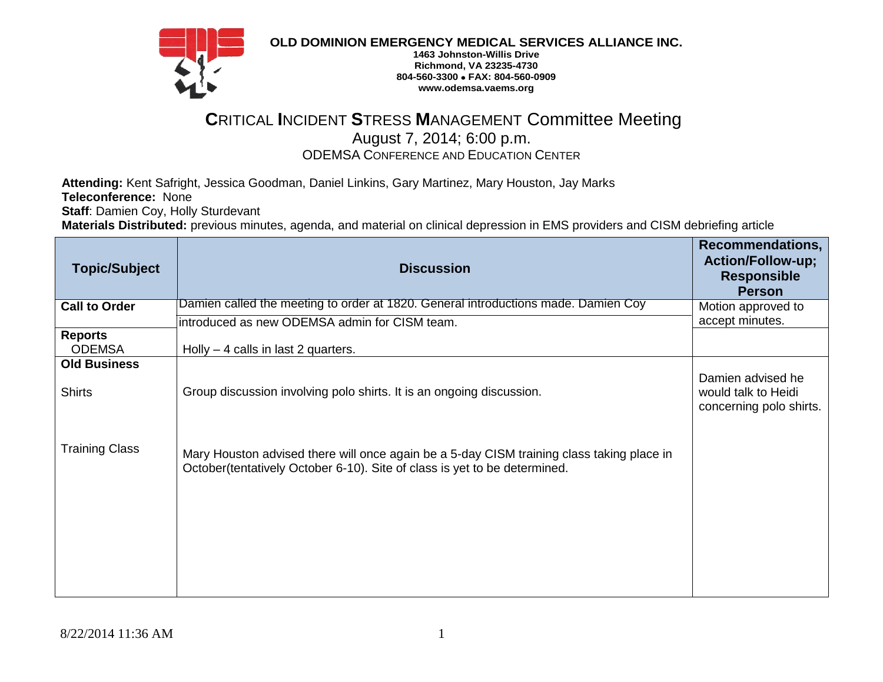**OLD DOMINION EMERGENCY MEDICAL SERVICES ALLIANCE INC.**
**1463 Johnston-Willis Drive**
**Richmond, VA 23235-4730**
**804-560-3300 • FAX: 804-560-0909**
**www.odemsa.vaems.org**

# CRITICAL INCIDENT STRESS MANAGEMENT Committee Meeting

August 7, 2014; 6:00 p.m.
ODEMSA CONFERENCE AND EDUCATION CENTER

**Attending:** Kent Safright, Jessica Goodman, Daniel Linkins, Gary Martinez, Mary Houston, Jay Marks
**Teleconference:** None
**Staff**: Damien Coy, Holly Sturdevant
**Materials Distributed:** previous minutes, agenda, and material on clinical depression in EMS providers and CISM debriefing article

| Topic/Subject | Discussion | Recommendations, Action/Follow-up; Responsible Person |
|---|---|---|
| **Call to Order** | Damien called the meeting to order at 1820. General introductions made. Damien Coy introduced as new ODEMSA admin for CISM team. | Motion approved to accept minutes. |
| **Reports** ODEMSA | Holly – 4 calls in last 2 quarters. | |
| **Old Business** | | |
| Shirts | Group discussion involving polo shirts. It is an ongoing discussion. | Damien advised he would talk to Heidi concerning polo shirts. |
| Training Class | Mary Houston advised there will once again be a 5-day CISM training class taking place in October(tentatively October 6-10). Site of class is yet to be determined. | |

8/22/2014 11:36 AM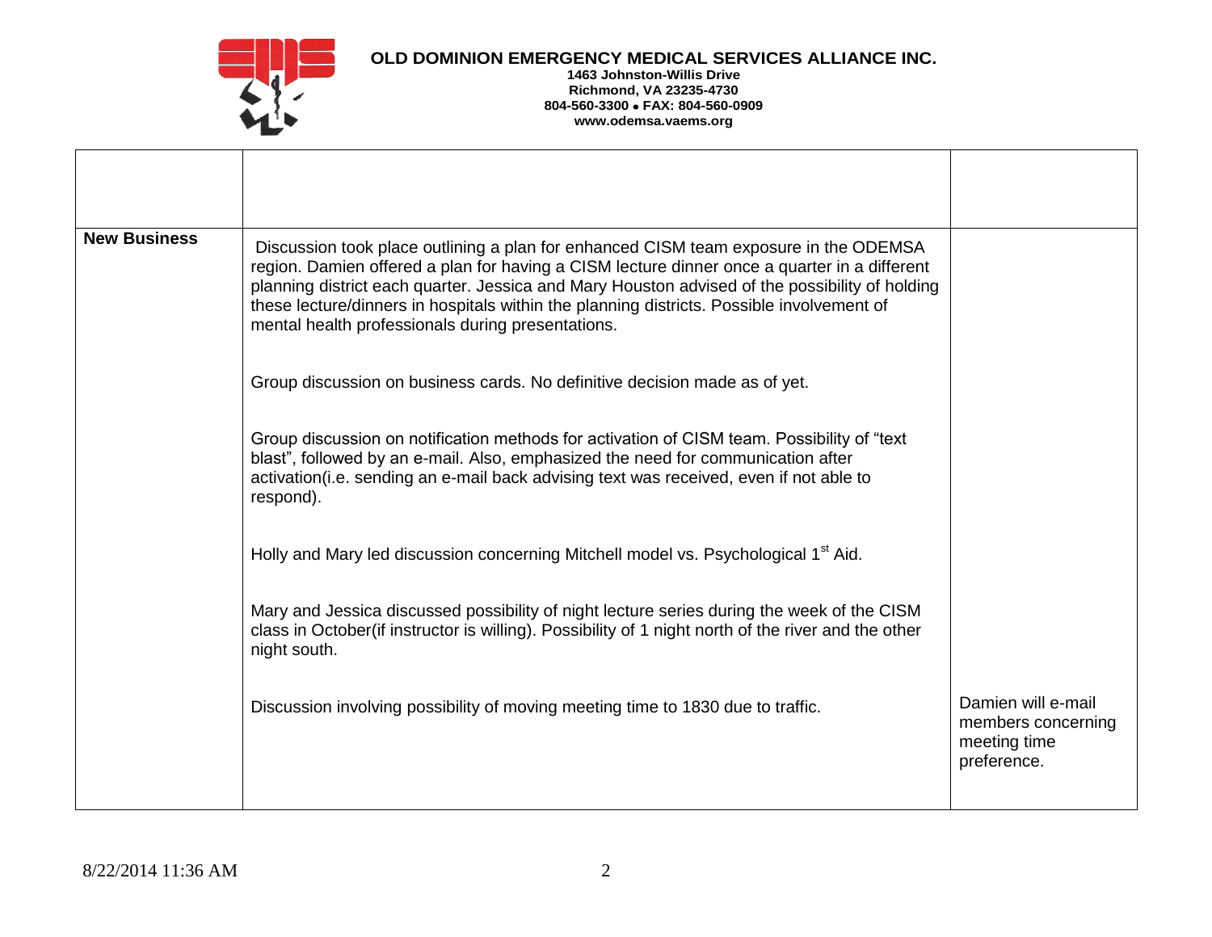| | | |
|---|---|---|
| | | |
| **New Business** | Discussion took place outlining a plan for enhanced CISM team exposure in the ODEMSA region. Damien offered a plan for having a CISM lecture dinner once a quarter in a different planning district each quarter. Jessica and Mary Houston advised of the possibility of holding these lecture/dinners in hospitals within the planning districts. Possible involvement of mental health professionals during presentations.<br><br>Group discussion on business cards. No definitive decision made as of yet.<br><br>Group discussion on notification methods for activation of CISM team. Possibility of "text blast", followed by an e-mail. Also, emphasized the need for communication after activation(i.e. sending an e-mail back advising text was received, even if not able to respond).<br><br>Holly and Mary led discussion concerning Mitchell model vs. Psychological 1st Aid.<br><br>Mary and Jessica discussed possibility of night lecture series during the week of the CISM class in October(if instructor is willing). Possibility of 1 night north of the river and the other night south.<br><br>Discussion involving possibility of moving meeting time to 1830 due to traffic. | Damien will e-mail members concerning meeting time preference. |

8/22/2014 11:36 AM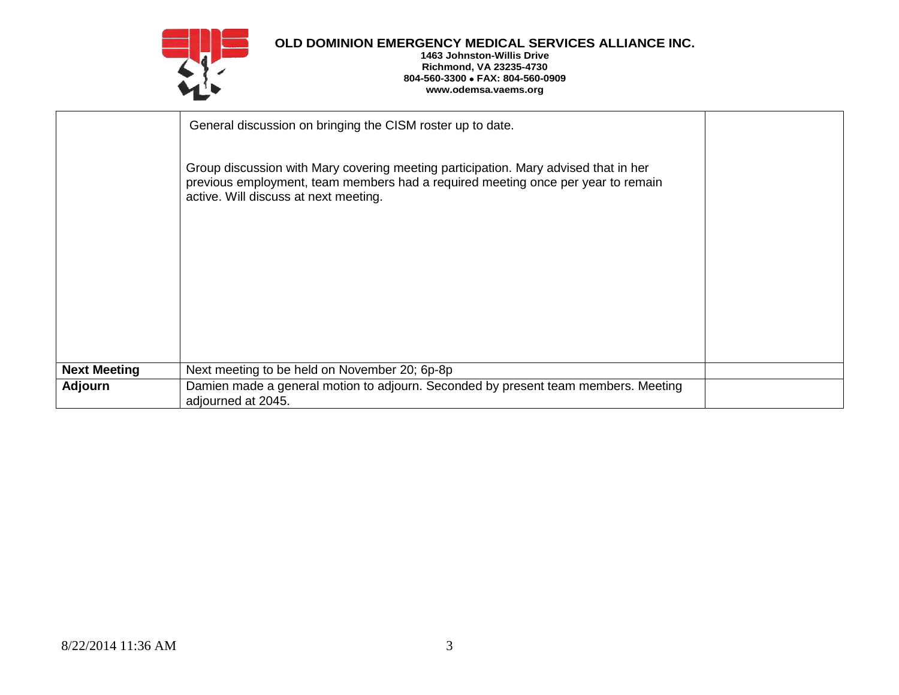**OLD DOMINION EMERGENCY MEDICAL SERVICES ALLIANCE INC.**
**1463 Johnston-Willis Drive**
**Richmond, VA 23235-4730**
**804-560-3300 • FAX: 804-560-0909**
**www.odemsa.vaems.org**

| | | |
|---|---|---|
| | General discussion on bringing the CISM roster up to date.<br><br>Group discussion with Mary covering meeting participation. Mary advised that in her previous employment, team members had a required meeting once per year to remain active. Will discuss at next meeting. | |
| **Next Meeting** | Next meeting to be held on November 20; 6p-8p | |
| **Adjourn** | Damien made a general motion to adjourn. Seconded by present team members. Meeting adjourned at 2045. | |

8/22/2014 11:36 AM